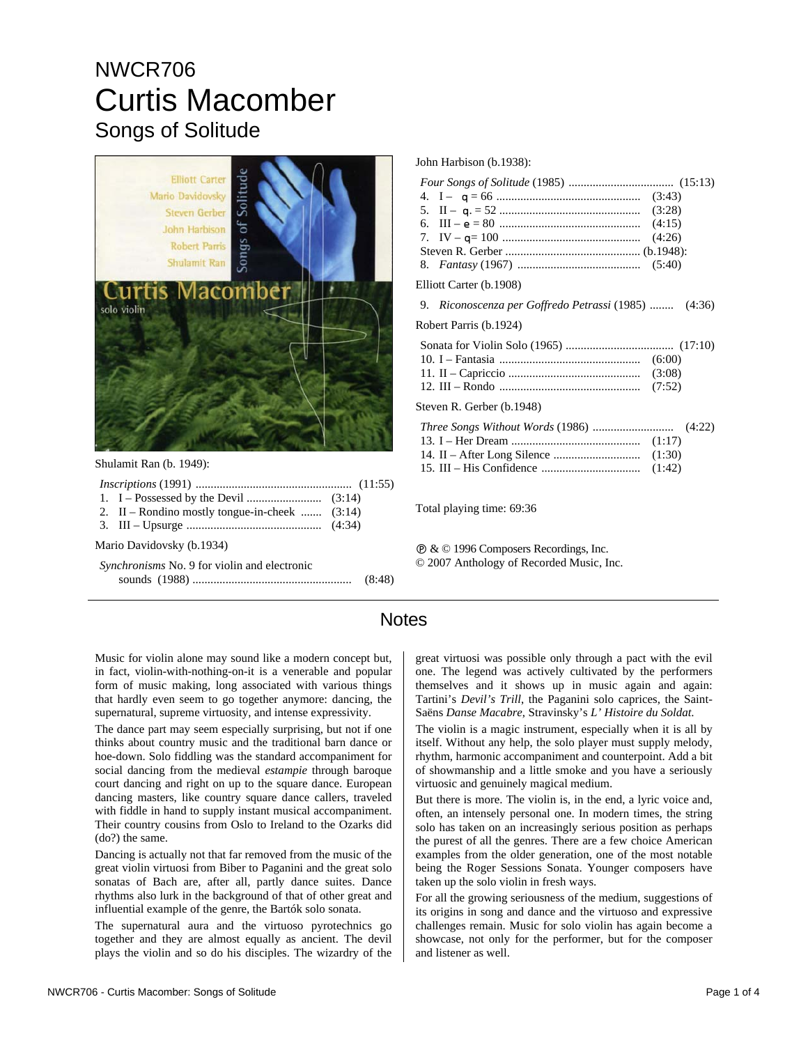NWCR706

# Curtis Macomber

## Songs of Solitude

Shulamit Ran (b. 1949):

*Inscriptions* (1991) ........................................ (11:55)
1. I – Possessed by the Devil ........................ (3:14)
2. II – Rondino mostly tongue-in-cheek ....... (3:14)
3. III – Upsurge ........................................ (4:34)

Mario Davidovsky (b.1934)

*Synchronisms* No. 9 for violin and electronic sounds (1988) ........................................ (8:48)

John Harbison (b.1938):

*Four Songs of Solitude* (1985) ........................................ (15:13)
4. I – ♩ = 66 ........................................ (3:43)
5. II – ♩. = 52 ........................................ (3:28)
6. III – ♪ = 80 ........................................ (4:15)
7. IV – ♩= 100 ........................................ (4:26)

Steven R. Gerber ........................................ (b.1948):

8. *Fantasy* (1967) ........................................ (5:40)

Elliott Carter (b.1908)

9. *Riconoscenza per Goffredo Petrassi* (1985) ........ (4:36)

Robert Parris (b.1924)

Sonata for Violin Solo (1965) ........................................ (17:10)
10. I – Fantasia ........................................ (6:00)
11. II – Capriccio ........................................ (3:08)
12. III – Rondo ........................................ (7:52)

Steven R. Gerber (b.1948)

*Three Songs Without Words* (1986) ........................................ (4:22)
13. I – Her Dream ........................................ (1:17)
14. II – After Long Silence ........................................ (1:30)
15. III – His Confidence ........................................ (1:42)

Total playing time: 69:36

℗ & © 1996 Composers Recordings, Inc.
© 2007 Anthology of Recorded Music, Inc.

## Notes

Music for violin alone may sound like a modern concept but, in fact, violin-with-nothing-on-it is a venerable and popular form of music making, long associated with various things that hardly even seem to go together anymore: dancing, the supernatural, supreme virtuosity, and intense expressivity.

The dance part may seem especially surprising, but not if one thinks about country music and the traditional barn dance or hoe-down. Solo fiddling was the standard accompaniment for social dancing from the medieval *estampie* through baroque court dancing and right on up to the square dance. European dancing masters, like country square dance callers, traveled with fiddle in hand to supply instant musical accompaniment. Their country cousins from Oslo to Ireland to the Ozarks did (do?) the same.

Dancing is actually not that far removed from the music of the great violin virtuosi from Biber to Paganini and the great solo sonatas of Bach are, after all, partly dance suites. Dance rhythms also lurk in the background of that of other great and influential example of the genre, the Bartók solo sonata.

The supernatural aura and the virtuoso pyrotechnics go together and they are almost equally as ancient. The devil plays the violin and so do his disciples. The wizardry of the great virtuosi was possible only through a pact with the evil one. The legend was actively cultivated by the performers themselves and it shows up in music again and again: Tartini's *Devil's Trill*, the Paganini solo caprices, the Saint-Saëns *Danse Macabre*, Stravinsky's *L' Histoire du Soldat.*

The violin is a magic instrument, especially when it is all by itself. Without any help, the solo player must supply melody, rhythm, harmonic accompaniment and counterpoint. Add a bit of showmanship and a little smoke and you have a seriously virtuosic and genuinely magical medium.

But there is more. The violin is, in the end, a lyric voice and, often, an intensely personal one. In modern times, the string solo has taken on an increasingly serious position as perhaps the purest of all the genres. There are a few choice American examples from the older generation, one of the most notable being the Roger Sessions Sonata. Younger composers have taken up the solo violin in fresh ways.

For all the growing seriousness of the medium, suggestions of its origins in song and dance and the virtuoso and expressive challenges remain. Music for solo violin has again become a showcase, not only for the performer, but for the composer and listener as well.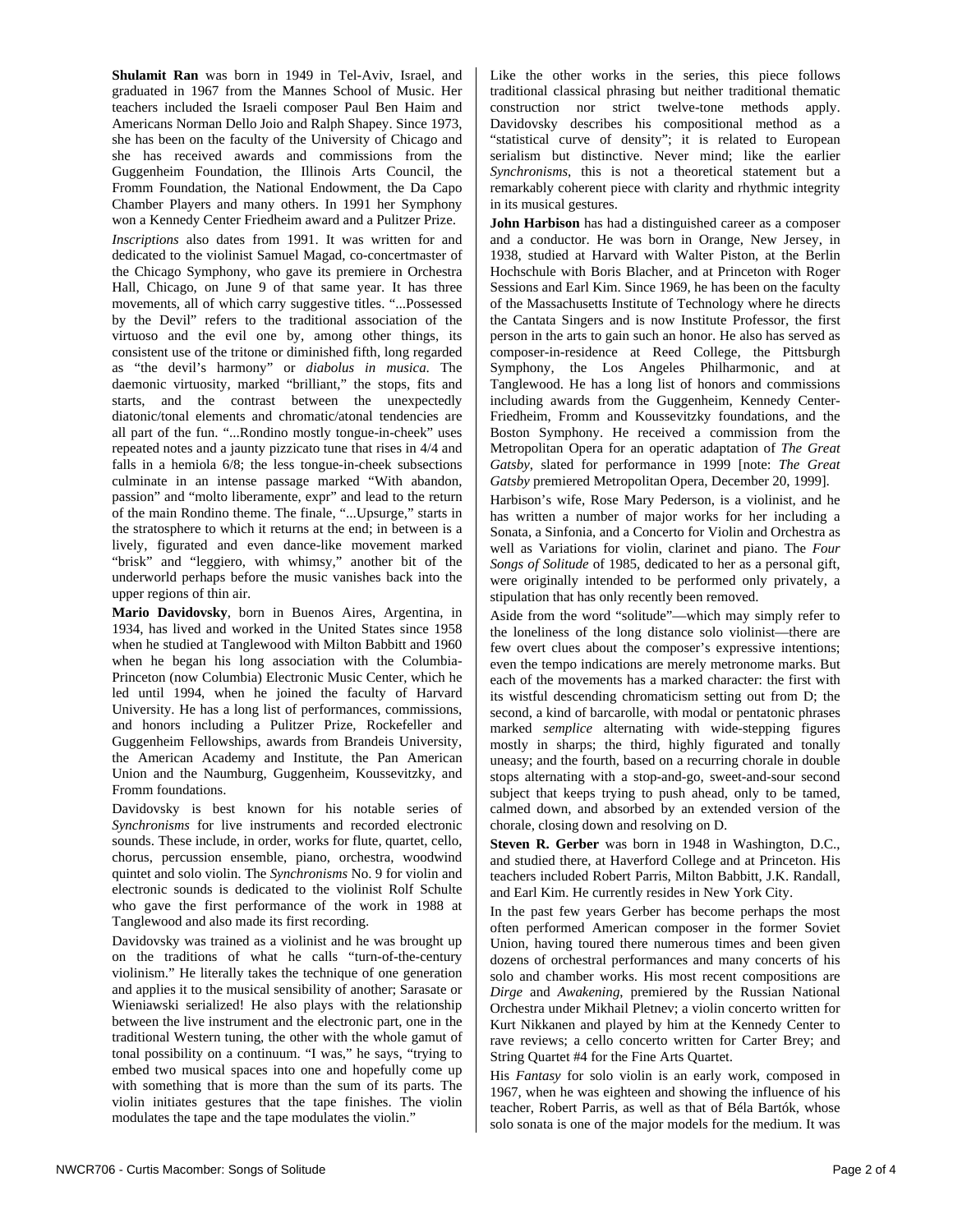**Shulamit Ran** was born in 1949 in Tel-Aviv, Israel, and graduated in 1967 from the Mannes School of Music. Her teachers included the Israeli composer Paul Ben Haim and Americans Norman Dello Joio and Ralph Shapey. Since 1973, she has been on the faculty of the University of Chicago and she has received awards and commissions from the Guggenheim Foundation, the Illinois Arts Council, the Fromm Foundation, the National Endowment, the Da Capo Chamber Players and many others. In 1991 her Symphony won a Kennedy Center Friedheim award and a Pulitzer Prize.

*Inscriptions* also dates from 1991. It was written for and dedicated to the violinist Samuel Magad, co-concertmaster of the Chicago Symphony, who gave its premiere in Orchestra Hall, Chicago, on June 9 of that same year. It has three movements, all of which carry suggestive titles. "...Possessed by the Devil" refers to the traditional association of the virtuoso and the evil one by, among other things, its consistent use of the tritone or diminished fifth, long regarded as "the devil's harmony" or *diabolus in musica*. The daemonic virtuosity, marked "brilliant," the stops, fits and starts, and the contrast between the unexpectedly diatonic/tonal elements and chromatic/atonal tendencies are all part of the fun. "...Rondino mostly tongue-in-cheek" uses repeated notes and a jaunty pizzicato tune that rises in 4/4 and falls in a hemiola 6/8; the less tongue-in-cheek subsections culminate in an intense passage marked "With abandon, passion" and "molto liberamente, expr" and lead to the return of the main Rondino theme. The finale, "...Upsurge," starts in the stratosphere to which it returns at the end; in between is a lively, figurated and even dance-like movement marked "brisk" and "leggiero, with whimsy," another bit of the underworld perhaps before the music vanishes back into the upper regions of thin air.

**Mario Davidovsky**, born in Buenos Aires, Argentina, in 1934, has lived and worked in the United States since 1958 when he studied at Tanglewood with Milton Babbitt and 1960 when he began his long association with the Columbia-Princeton (now Columbia) Electronic Music Center, which he led until 1994, when he joined the faculty of Harvard University. He has a long list of performances, commissions, and honors including a Pulitzer Prize, Rockefeller and Guggenheim Fellowships, awards from Brandeis University, the American Academy and Institute, the Pan American Union and the Naumburg, Guggenheim, Koussevitzky, and Fromm foundations.

Davidovsky is best known for his notable series of *Synchronisms* for live instruments and recorded electronic sounds. These include, in order, works for flute, quartet, cello, chorus, percussion ensemble, piano, orchestra, woodwind quintet and solo violin. The *Synchronisms* No. 9 for violin and electronic sounds is dedicated to the violinist Rolf Schulte who gave the first performance of the work in 1988 at Tanglewood and also made its first recording.

Davidovsky was trained as a violinist and he was brought up on the traditions of what he calls "turn-of-the-century violinism." He literally takes the technique of one generation and applies it to the musical sensibility of another; Sarasate or Wieniawski serialized! He also plays with the relationship between the live instrument and the electronic part, one in the traditional Western tuning, the other with the whole gamut of tonal possibility on a continuum. "I was," he says, "trying to embed two musical spaces into one and hopefully come up with something that is more than the sum of its parts. The violin initiates gestures that the tape finishes. The violin modulates the tape and the tape modulates the violin."

Like the other works in the series, this piece follows traditional classical phrasing but neither traditional thematic construction nor strict twelve-tone methods apply. Davidovsky describes his compositional method as a "statistical curve of density"; it is related to European serialism but distinctive. Never mind; like the earlier *Synchronisms*, this is not a theoretical statement but a remarkably coherent piece with clarity and rhythmic integrity in its musical gestures.

**John Harbison** has had a distinguished career as a composer and a conductor. He was born in Orange, New Jersey, in 1938, studied at Harvard with Walter Piston, at the Berlin Hochschule with Boris Blacher, and at Princeton with Roger Sessions and Earl Kim. Since 1969, he has been on the faculty of the Massachusetts Institute of Technology where he directs the Cantata Singers and is now Institute Professor, the first person in the arts to gain such an honor. He also has served as composer-in-residence at Reed College, the Pittsburgh Symphony, the Los Angeles Philharmonic, and at Tanglewood. He has a long list of honors and commissions including awards from the Guggenheim, Kennedy Center-Friedheim, Fromm and Koussevitzky foundations, and the Boston Symphony. He received a commission from the Metropolitan Opera for an operatic adaptation of *The Great Gatsby*, slated for performance in 1999 [note: *The Great Gatsby* premiered Metropolitan Opera, December 20, 1999].

Harbison's wife, Rose Mary Pederson, is a violinist, and he has written a number of major works for her including a Sonata, a Sinfonia, and a Concerto for Violin and Orchestra as well as Variations for violin, clarinet and piano. The *Four Songs of Solitude* of 1985, dedicated to her as a personal gift, were originally intended to be performed only privately, a stipulation that has only recently been removed.

Aside from the word "solitude"—which may simply refer to the loneliness of the long distance solo violinist—there are few overt clues about the composer's expressive intentions; even the tempo indications are merely metronome marks. But each of the movements has a marked character: the first with its wistful descending chromaticism setting out from D; the second, a kind of barcarolle, with modal or pentatonic phrases marked *semplice* alternating with wide-stepping figures mostly in sharps; the third, highly figurated and tonally uneasy; and the fourth, based on a recurring chorale in double stops alternating with a stop-and-go, sweet-and-sour second subject that keeps trying to push ahead, only to be tamed, calmed down, and absorbed by an extended version of the chorale, closing down and resolving on D.

**Steven R. Gerber** was born in 1948 in Washington, D.C., and studied there, at Haverford College and at Princeton. His teachers included Robert Parris, Milton Babbitt, J.K. Randall, and Earl Kim. He currently resides in New York City.

In the past few years Gerber has become perhaps the most often performed American composer in the former Soviet Union, having toured there numerous times and been given dozens of orchestral performances and many concerts of his solo and chamber works. His most recent compositions are *Dirge* and *Awakening*, premiered by the Russian National Orchestra under Mikhail Pletnev; a violin concerto written for Kurt Nikkanen and played by him at the Kennedy Center to rave reviews; a cello concerto written for Carter Brey; and String Quartet #4 for the Fine Arts Quartet.

His *Fantasy* for solo violin is an early work, composed in 1967, when he was eighteen and showing the influence of his teacher, Robert Parris, as well as that of Béla Bartók, whose solo sonata is one of the major models for the medium. It was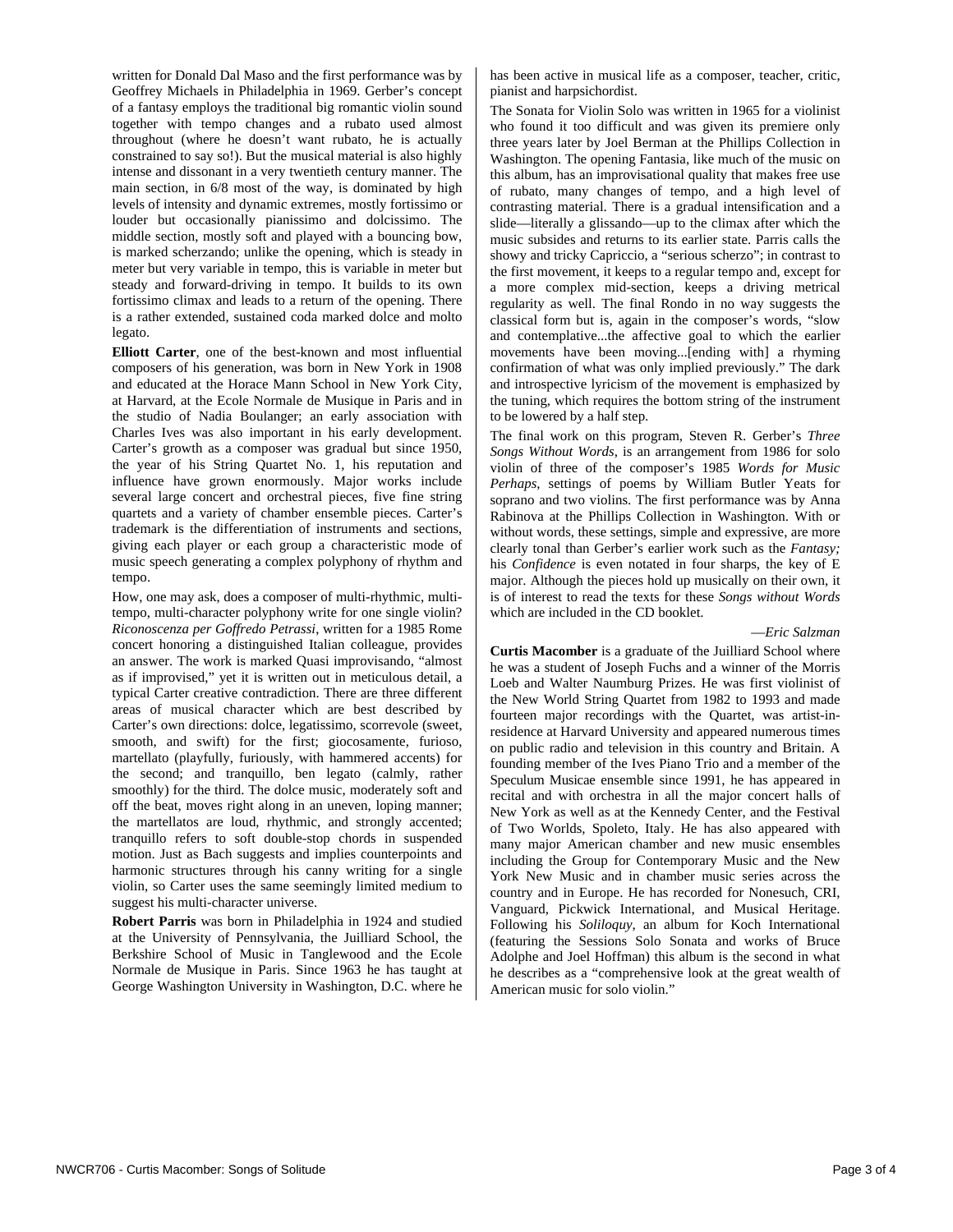written for Donald Dal Maso and the first performance was by Geoffrey Michaels in Philadelphia in 1969. Gerber's concept of a fantasy employs the traditional big romantic violin sound together with tempo changes and a rubato used almost throughout (where he doesn't want rubato, he is actually constrained to say so!). But the musical material is also highly intense and dissonant in a very twentieth century manner. The main section, in 6/8 most of the way, is dominated by high levels of intensity and dynamic extremes, mostly fortissimo or louder but occasionally pianissimo and dolcissimo. The middle section, mostly soft and played with a bouncing bow, is marked scherzando; unlike the opening, which is steady in meter but very variable in tempo, this is variable in meter but steady and forward-driving in tempo. It builds to its own fortissimo climax and leads to a return of the opening. There is a rather extended, sustained coda marked dolce and molto legato.

**Elliott Carter**, one of the best-known and most influential composers of his generation, was born in New York in 1908 and educated at the Horace Mann School in New York City, at Harvard, at the Ecole Normale de Musique in Paris and in the studio of Nadia Boulanger; an early association with Charles Ives was also important in his early development. Carter's growth as a composer was gradual but since 1950, the year of his String Quartet No. 1, his reputation and influence have grown enormously. Major works include several large concert and orchestral pieces, five fine string quartets and a variety of chamber ensemble pieces. Carter's trademark is the differentiation of instruments and sections, giving each player or each group a characteristic mode of music speech generating a complex polyphony of rhythm and tempo.

How, one may ask, does a composer of multi-rhythmic, multi-tempo, multi-character polyphony write for one single violin? *Riconoscenza per Goffredo Petrassi*, written for a 1985 Rome concert honoring a distinguished Italian colleague, provides an answer. The work is marked Quasi improvisando, "almost as if improvised," yet it is written out in meticulous detail, a typical Carter creative contradiction. There are three different areas of musical character which are best described by Carter's own directions: dolce, legatissimo, scorrevole (sweet, smooth, and swift) for the first; giocosamente, furioso, martellato (playfully, furiously, with hammered accents) for the second; and tranquillo, ben legato (calmly, rather smoothly) for the third. The dolce music, moderately soft and off the beat, moves right along in an uneven, loping manner; the martellatos are loud, rhythmic, and strongly accented; tranquillo refers to soft double-stop chords in suspended motion. Just as Bach suggests and implies counterpoints and harmonic structures through his canny writing for a single violin, so Carter uses the same seemingly limited medium to suggest his multi-character universe.

**Robert Parris** was born in Philadelphia in 1924 and studied at the University of Pennsylvania, the Juilliard School, the Berkshire School of Music in Tanglewood and the Ecole Normale de Musique in Paris. Since 1963 he has taught at George Washington University in Washington, D.C. where he has been active in musical life as a composer, teacher, critic, pianist and harpsichordist.

The Sonata for Violin Solo was written in 1965 for a violinist who found it too difficult and was given its premiere only three years later by Joel Berman at the Phillips Collection in Washington. The opening Fantasia, like much of the music on this album, has an improvisational quality that makes free use of rubato, many changes of tempo, and a high level of contrasting material. There is a gradual intensification and a slide—literally a glissando—up to the climax after which the music subsides and returns to its earlier state. Parris calls the showy and tricky Capriccio, a "serious scherzo"; in contrast to the first movement, it keeps to a regular tempo and, except for a more complex mid-section, keeps a driving metrical regularity as well. The final Rondo in no way suggests the classical form but is, again in the composer's words, "slow and contemplative...the affective goal to which the earlier movements have been moving...[ending with] a rhyming confirmation of what was only implied previously." The dark and introspective lyricism of the movement is emphasized by the tuning, which requires the bottom string of the instrument to be lowered by a half step.

The final work on this program, Steven R. Gerber's *Three Songs Without Words*, is an arrangement from 1986 for solo violin of three of the composer's 1985 *Words for Music Perhaps*, settings of poems by William Butler Yeats for soprano and two violins. The first performance was by Anna Rabinova at the Phillips Collection in Washington. With or without words, these settings, simple and expressive, are more clearly tonal than Gerber's earlier work such as the *Fantasy;* his *Confidence* is even notated in four sharps, the key of E major. Although the pieces hold up musically on their own, it is of interest to read the texts for these *Songs without Words* which are included in the CD booklet.

—*Eric Salzman*

**Curtis Macomber** is a graduate of the Juilliard School where he was a student of Joseph Fuchs and a winner of the Morris Loeb and Walter Naumburg Prizes. He was first violinist of the New World String Quartet from 1982 to 1993 and made fourteen major recordings with the Quartet, was artist-in-residence at Harvard University and appeared numerous times on public radio and television in this country and Britain. A founding member of the Ives Piano Trio and a member of the Speculum Musicae ensemble since 1991, he has appeared in recital and with orchestra in all the major concert halls of New York as well as at the Kennedy Center, and the Festival of Two Worlds, Spoleto, Italy. He has also appeared with many major American chamber and new music ensembles including the Group for Contemporary Music and the New York New Music and in chamber music series across the country and in Europe. He has recorded for Nonesuch, CRI, Vanguard, Pickwick International, and Musical Heritage. Following his *Soliloquy*, an album for Koch International (featuring the Sessions Solo Sonata and works of Bruce Adolphe and Joel Hoffman) this album is the second in what he describes as a "comprehensive look at the great wealth of American music for solo violin."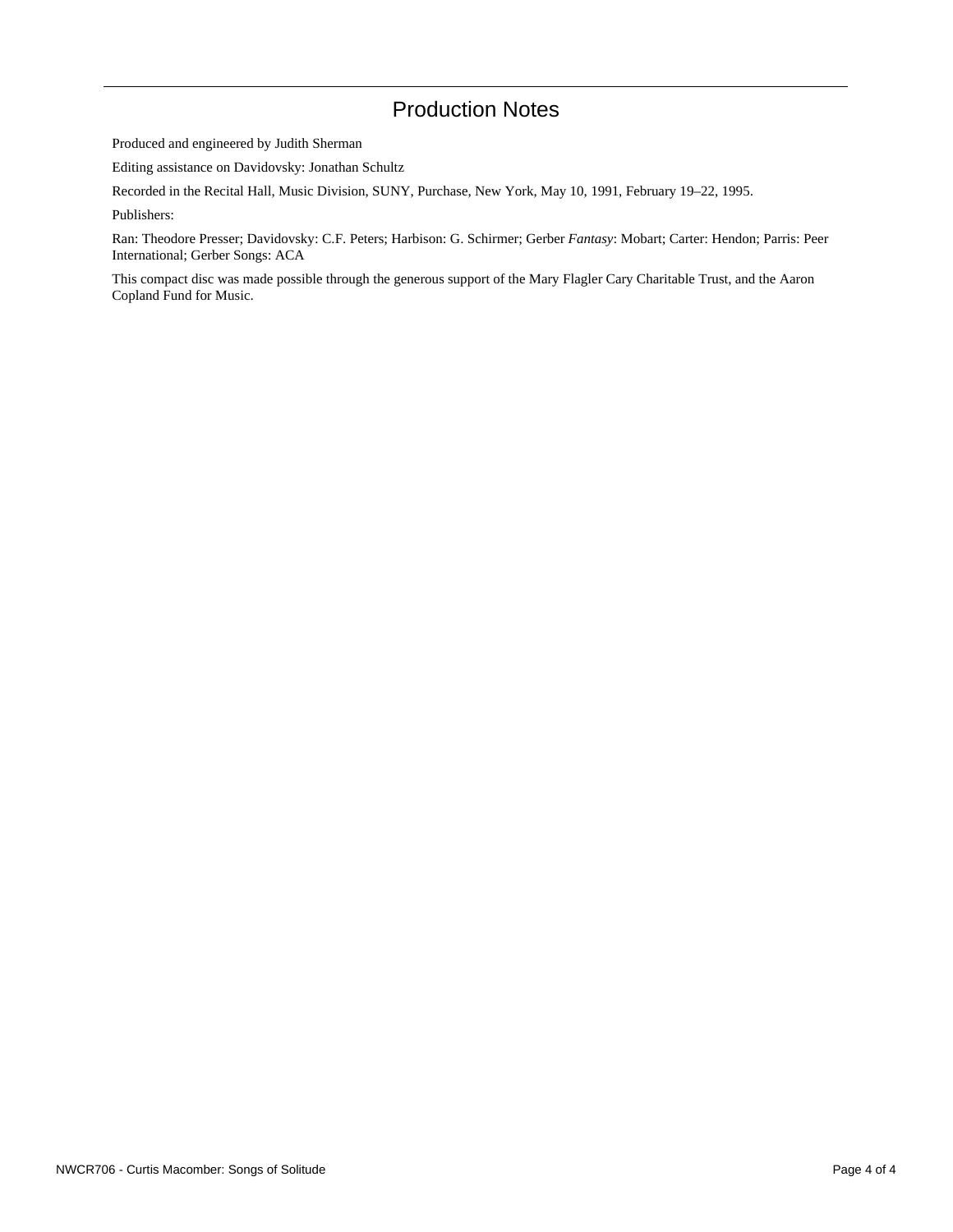## Production Notes

Produced and engineered by Judith Sherman

Editing assistance on Davidovsky: Jonathan Schultz

Recorded in the Recital Hall, Music Division, SUNY, Purchase, New York, May 10, 1991, February 19–22, 1995.

Publishers:

Ran: Theodore Presser; Davidovsky: C.F. Peters; Harbison: G. Schirmer; Gerber *Fantasy*: Mobart; Carter: Hendon; Parris: Peer International; Gerber Songs: ACA

This compact disc was made possible through the generous support of the Mary Flagler Cary Charitable Trust, and the Aaron Copland Fund for Music.